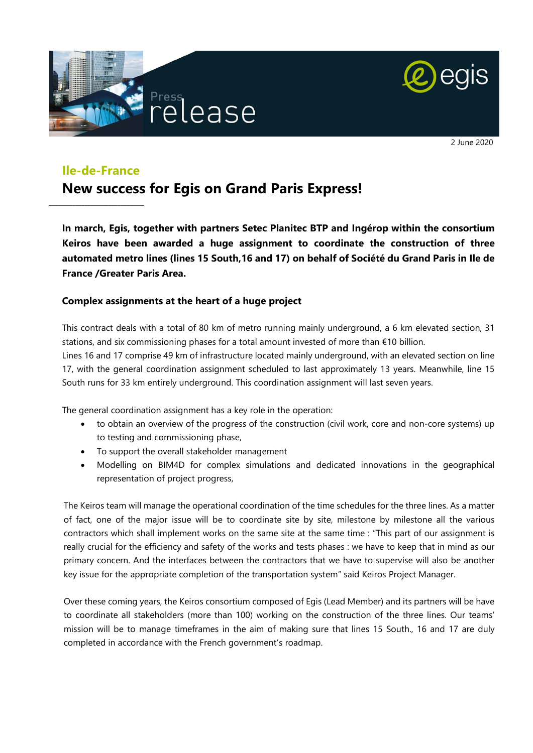Press release

2 June 2020

## Ile-de-France

# New success for Egis on Grand Paris Express!

**In march, Egis, together with partners Setec Planitec BTP and Ingérop within the consortium Keiros have been awarded a huge assignment to coordinate the construction of three automated metro lines (lines 15 South,16 and 17) on behalf of Société du Grand Paris in Ile de France /Greater Paris Area.**

### Complex assignments at the heart of a huge project

This contract deals with a total of 80 km of metro running mainly underground, a 6 km elevated section, 31 stations, and six commissioning phases for a total amount invested of more than €10 billion.
Lines 16 and 17 comprise 49 km of infrastructure located mainly underground, with an elevated section on line 17, with the general coordination assignment scheduled to last approximately 13 years. Meanwhile, line 15 South runs for 33 km entirely underground. This coordination assignment will last seven years.

The general coordination assignment has a key role in the operation:

- to obtain an overview of the progress of the construction (civil work, core and non-core systems) up to testing and commissioning phase,
- To support the overall stakeholder management
- Modelling on BIM4D for complex simulations and dedicated innovations in the geographical representation of project progress,

The Keiros team will manage the operational coordination of the time schedules for the three lines. As a matter of fact, one of the major issue will be to coordinate site by site, milestone by milestone all the various contractors which shall implement works on the same site at the same time : "This part of our assignment is really crucial for the efficiency and safety of the works and tests phases : we have to keep that in mind as our primary concern. And the interfaces between the contractors that we have to supervise will also be another key issue for the appropriate completion of the transportation system" said Keiros Project Manager.

Over these coming years, the Keiros consortium composed of Egis (Lead Member) and its partners will be have to coordinate all stakeholders (more than 100) working on the construction of the three lines. Our teams' mission will be to manage timeframes in the aim of making sure that lines 15 South., 16 and 17 are duly completed in accordance with the French government's roadmap.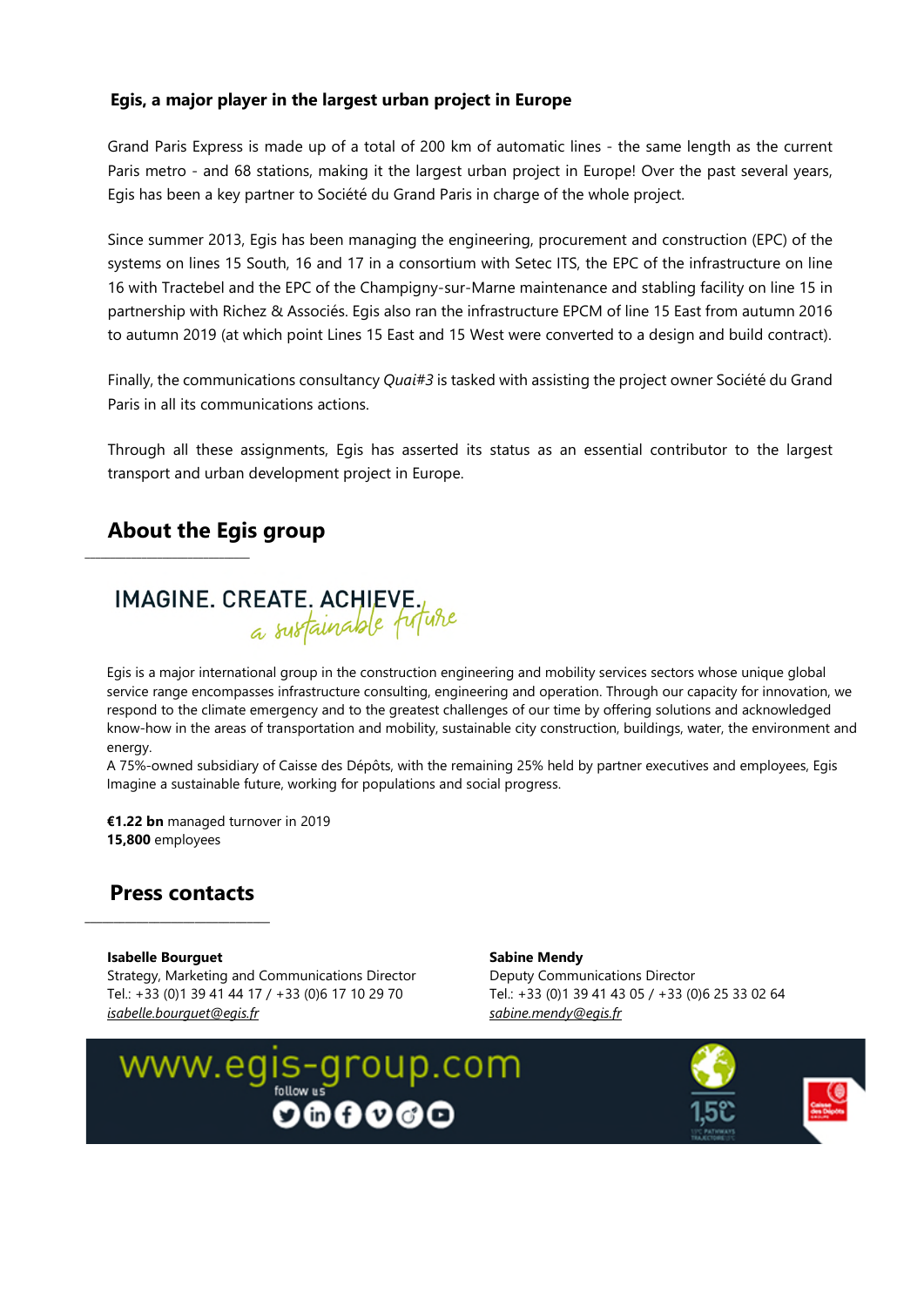### Egis, a major player in the largest urban project in Europe

Grand Paris Express is made up of a total of 200 km of automatic lines - the same length as the current Paris metro - and 68 stations, making it the largest urban project in Europe! Over the past several years, Egis has been a key partner to Société du Grand Paris in charge of the whole project.

Since summer 2013, Egis has been managing the engineering, procurement and construction (EPC) of the systems on lines 15 South, 16 and 17 in a consortium with Setec ITS, the EPC of the infrastructure on line 16 with Tractebel and the EPC of the Champigny-sur-Marne maintenance and stabling facility on line 15 in partnership with Richez & Associés. Egis also ran the infrastructure EPCM of line 15 East from autumn 2016 to autumn 2019 (at which point Lines 15 East and 15 West were converted to a design and build contract).

Finally, the communications consultancy *Quai#3* is tasked with assisting the project owner Société du Grand Paris in all its communications actions.

Through all these assignments, Egis has asserted its status as an essential contributor to the largest transport and urban development project in Europe.

## About the Egis group

IMAGINE. CREATE. ACHIEVE. a sustainable future

Egis is a major international group in the construction engineering and mobility services sectors whose unique global service range encompasses infrastructure consulting, engineering and operation. Through our capacity for innovation, we respond to the climate emergency and to the greatest challenges of our time by offering solutions and acknowledged know-how in the areas of transportation and mobility, sustainable city construction, buildings, water, the environment and energy.
A 75%-owned subsidiary of Caisse des Dépôts, with the remaining 25% held by partner executives and employees, Egis Imagine a sustainable future, working for populations and social progress.

**€1.22 bn** managed turnover in 2019
**15,800** employees

## Press contacts

**Isabelle Bourguet**
Strategy, Marketing and Communications Director
Tel.: +33 (0)1 39 41 44 17 / +33 (0)6 17 10 29 70
*isabelle.bourguet@egis.fr*

**Sabine Mendy**
Deputy Communications Director
Tel.: +33 (0)1 39 41 43 05 / +33 (0)6 25 33 02 64
*sabine.mendy@egis.fr*

www.egis-group.com
follow us